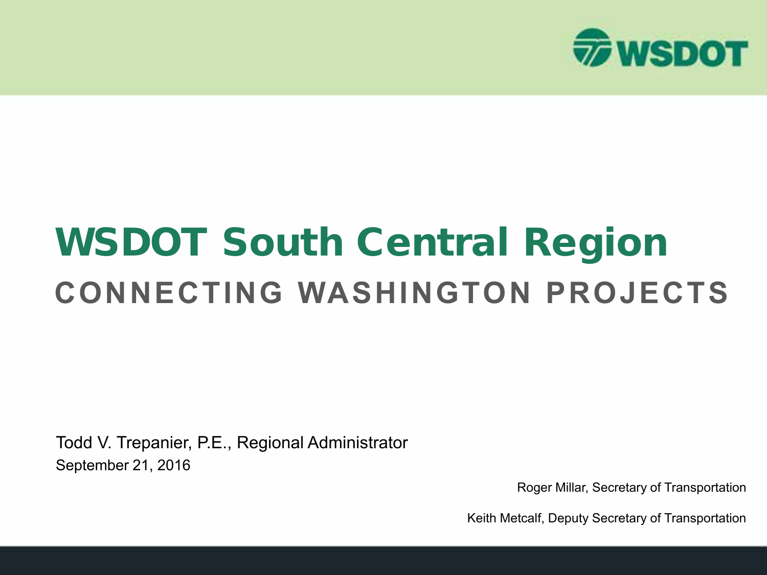# WSDOT South Central Region

## CONNECTING WASHINGTON PROJECTS

Todd V. Trepanier, P.E., Regional Administrator

September 21, 2016

Roger Millar, Secretary of Transportation

Keith Metcalf, Deputy Secretary of Transportation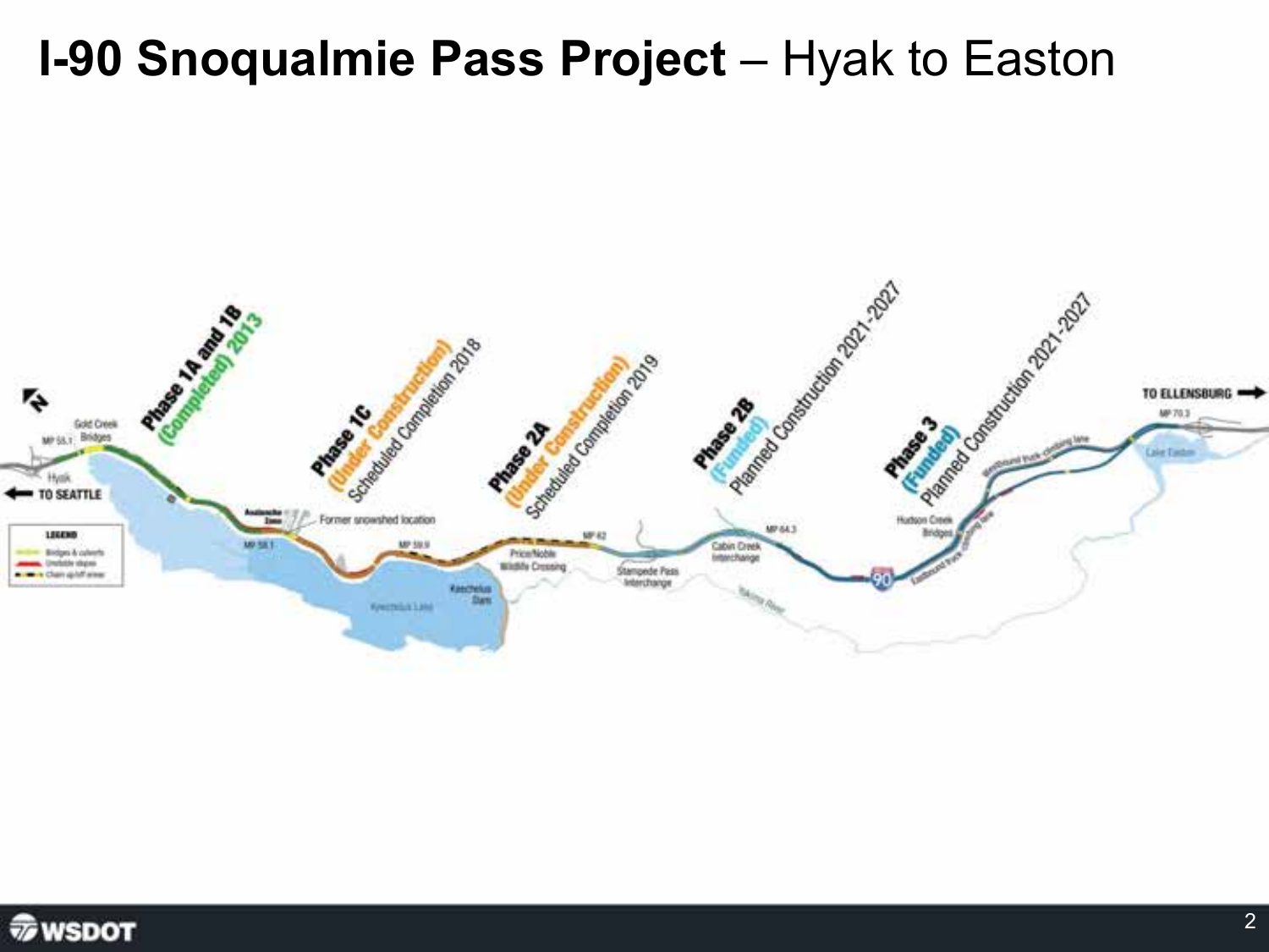# **I-90 Snoqualmie Pass Project** – Hyak to Easton

**Phase 1A and 1B** (Completed) 2013

**Phase 1C** (Under Construction) Scheduled Completion 2018

**Phase 2A** (Under Construction) Scheduled Completion 2019

**Phase 2B** (Funded) Planned Construction 2021-2027

**Phase 3** (Funded) Planned Construction 2021-2027

TO SEATTLE

TO ELLENSBURG

Hyak

MP 55.1

Gold Creek Bridges

Avalanche Zone

Former snowshed location

MP 58.1

MP 59.9

Keechelus Lake

Keechelus Dam

Price/Noble Wildlife Crossing

MP 62

Stampede Pass Interchange

Cabin Creek Interchange

MP 64.3

Yakima River

Hudson Creek Bridges

Eastbound truck climbing lane

Westbound truck climbing lane

MP 70.3

Lake Easton

LEGEND

- Bridges & culverts
- Unstable slopes
- Chain up/off area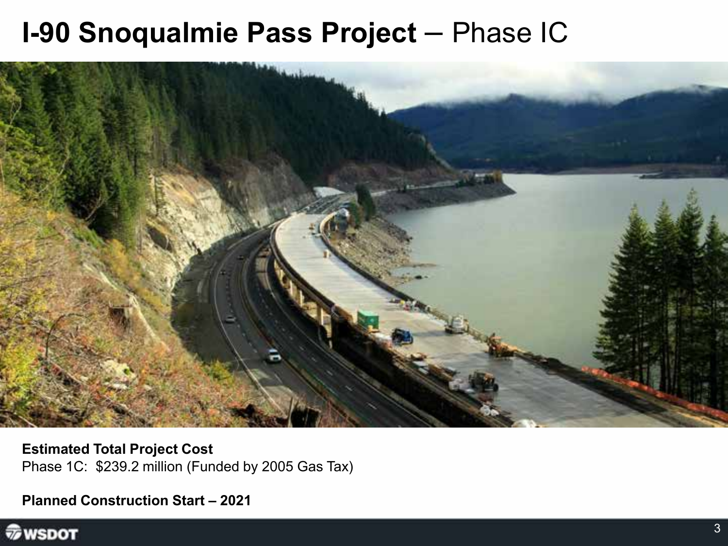# **I-90 Snoqualmie Pass Project** – Phase IC

**Estimated Total Project Cost**
Phase 1C: $239.2 million (Funded by 2005 Gas Tax)

**Planned Construction Start – 2021**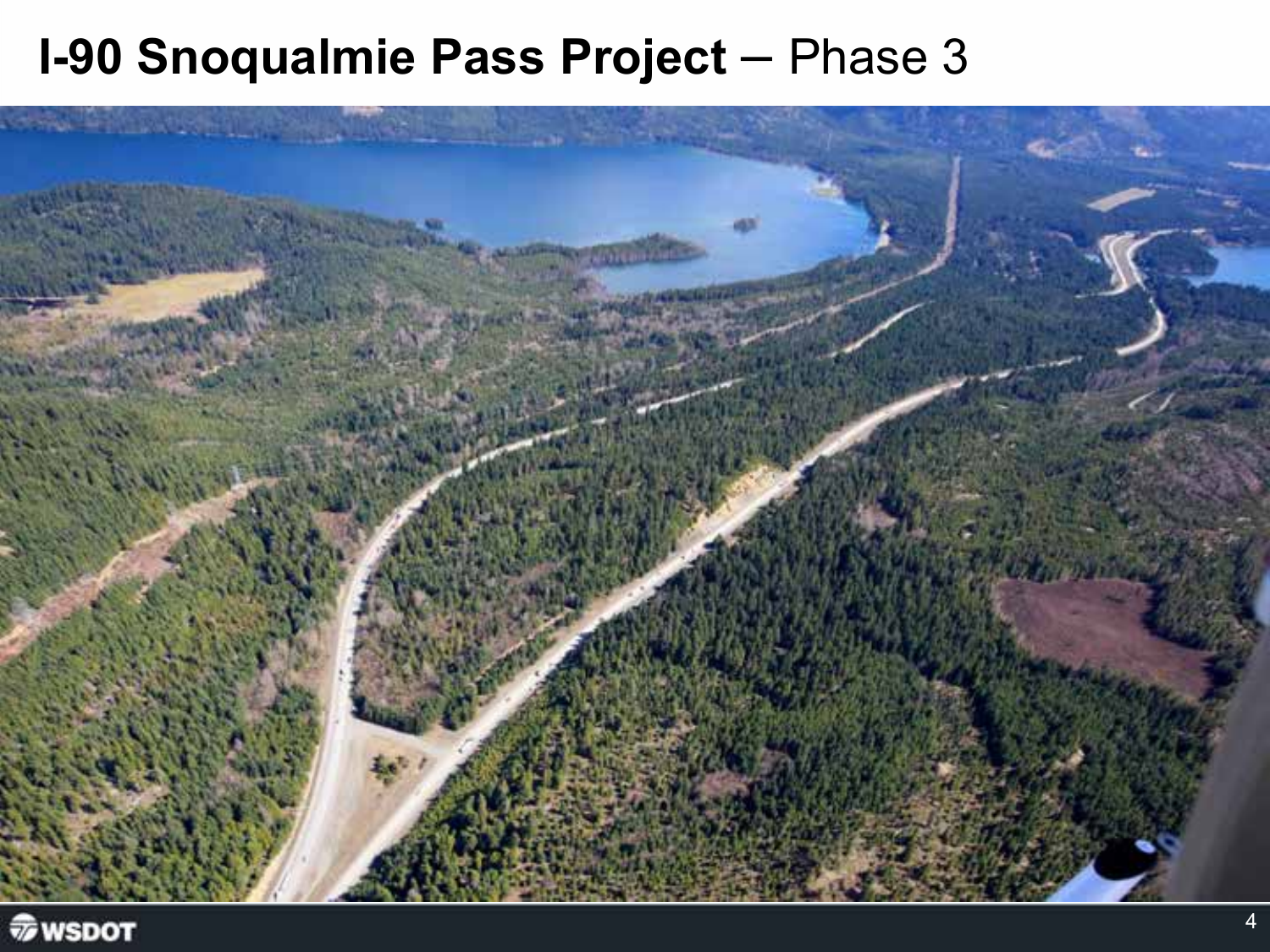# **I-90 Snoqualmie Pass Project** – Phase 3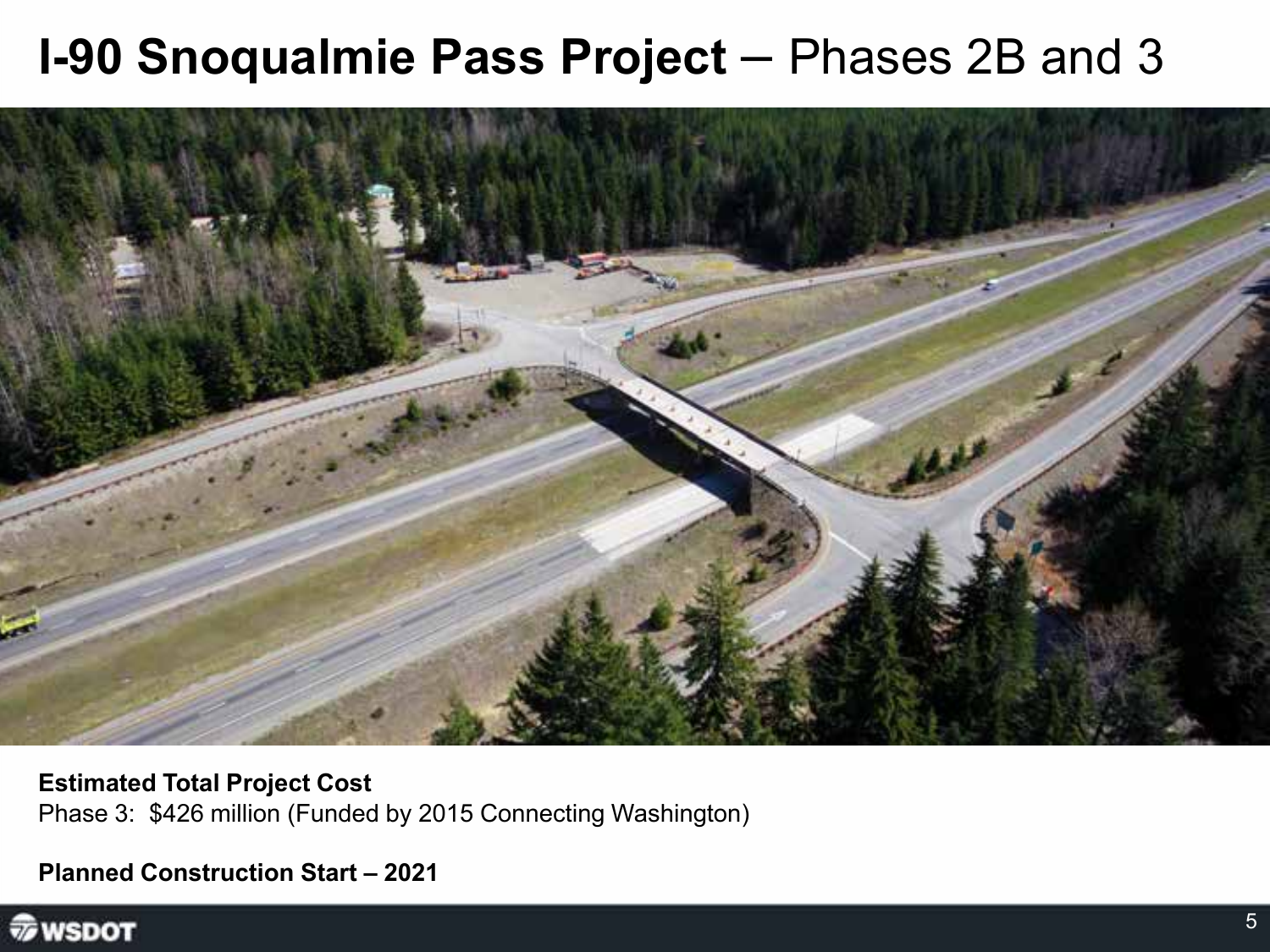# **I-90 Snoqualmie Pass Project** – Phases 2B and 3

**Estimated Total Project Cost**
Phase 3: $426 million (Funded by 2015 Connecting Washington)

**Planned Construction Start – 2021**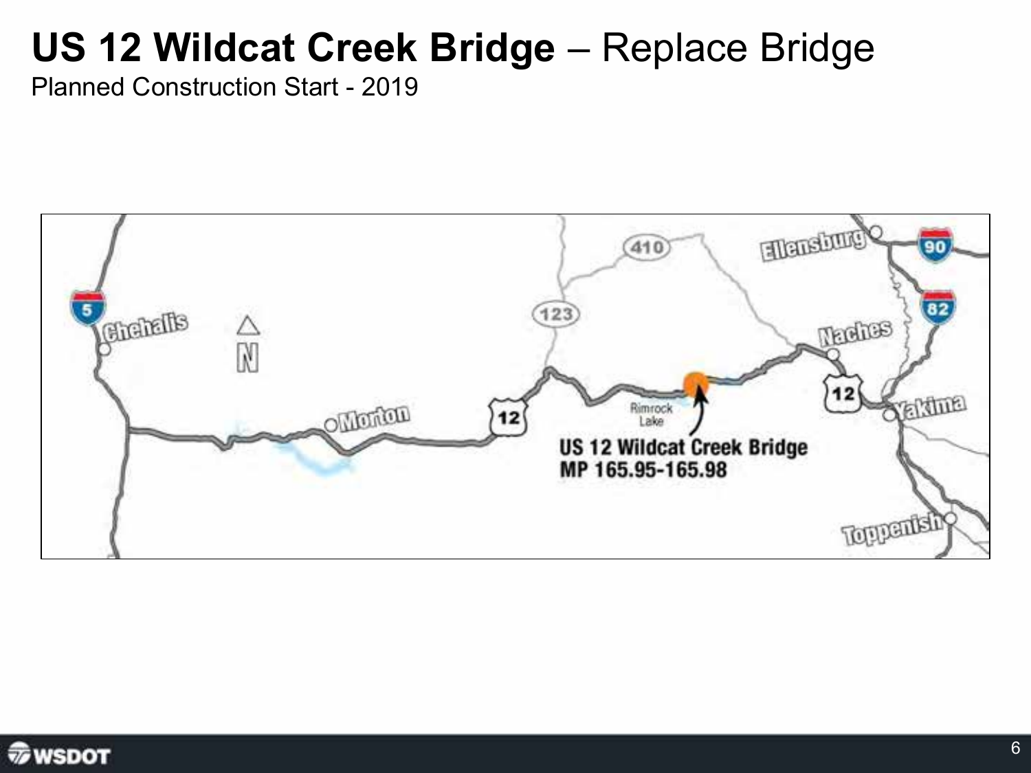# US 12 Wildcat Creek Bridge – Replace Bridge

Planned Construction Start - 2019

US 12 Wildcat Creek Bridge
MP 165.95-165.98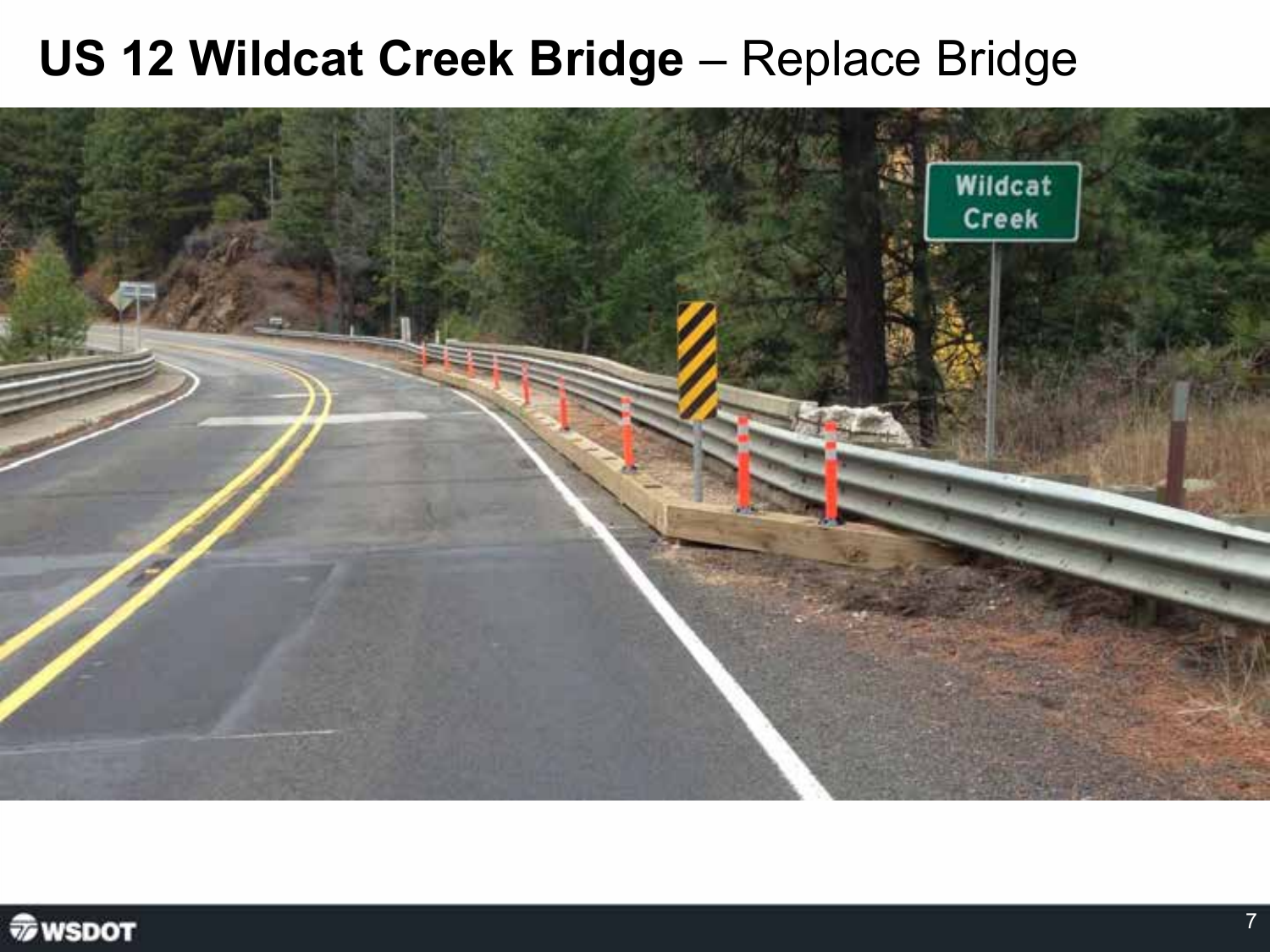# **US 12 Wildcat Creek Bridge** – Replace Bridge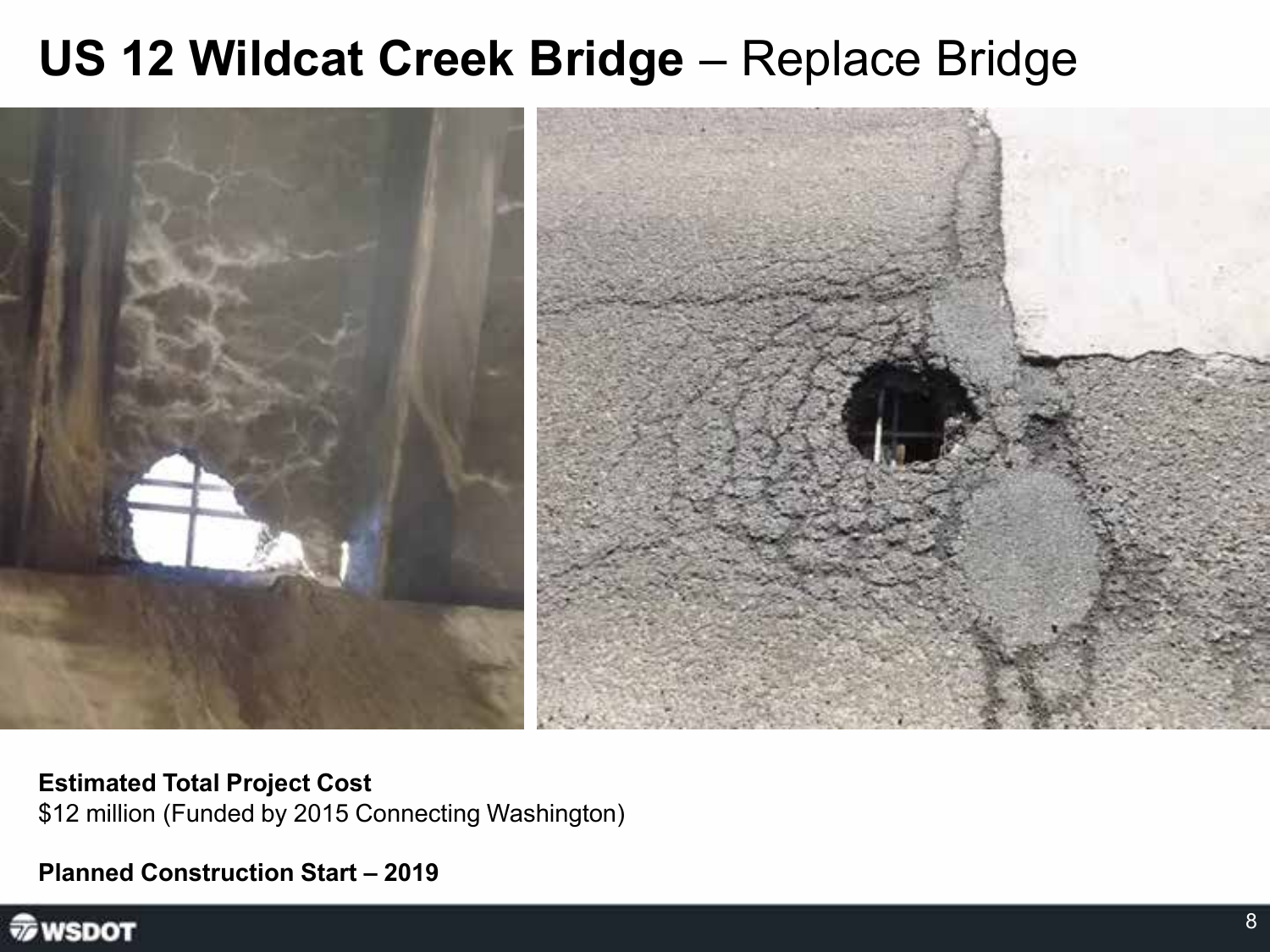# **US 12 Wildcat Creek Bridge** – Replace Bridge

**Estimated Total Project Cost**
$12 million (Funded by 2015 Connecting Washington)

**Planned Construction Start – 2019**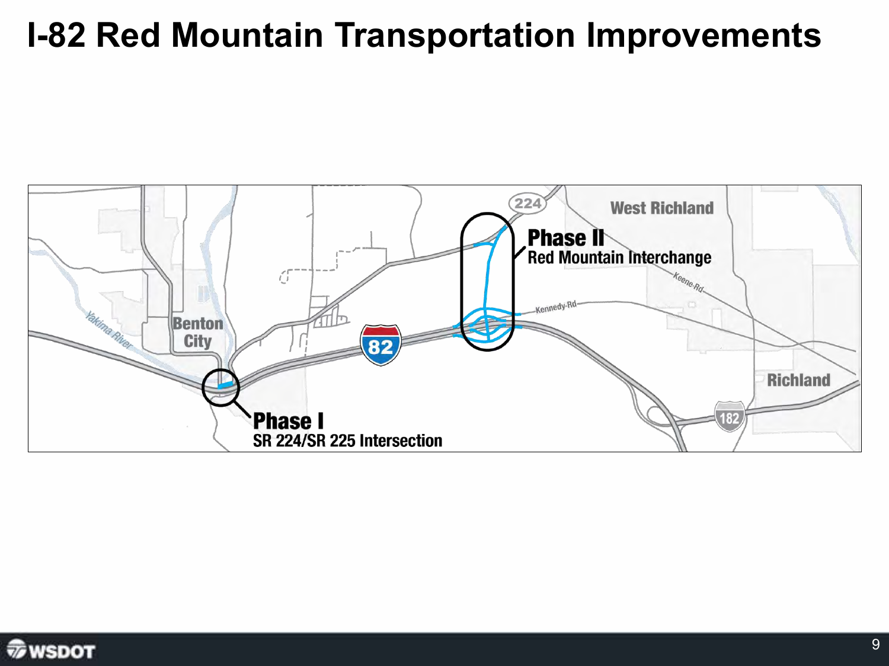# I-82 Red Mountain Transportation Improvements

Phase II
Red Mountain Interchange

Phase I
SR 224/SR 225 Intersection

224 · West Richland · Keene-Rd · Kennedy-Rd · Benton City · Yakima River · 82 · Richland · 182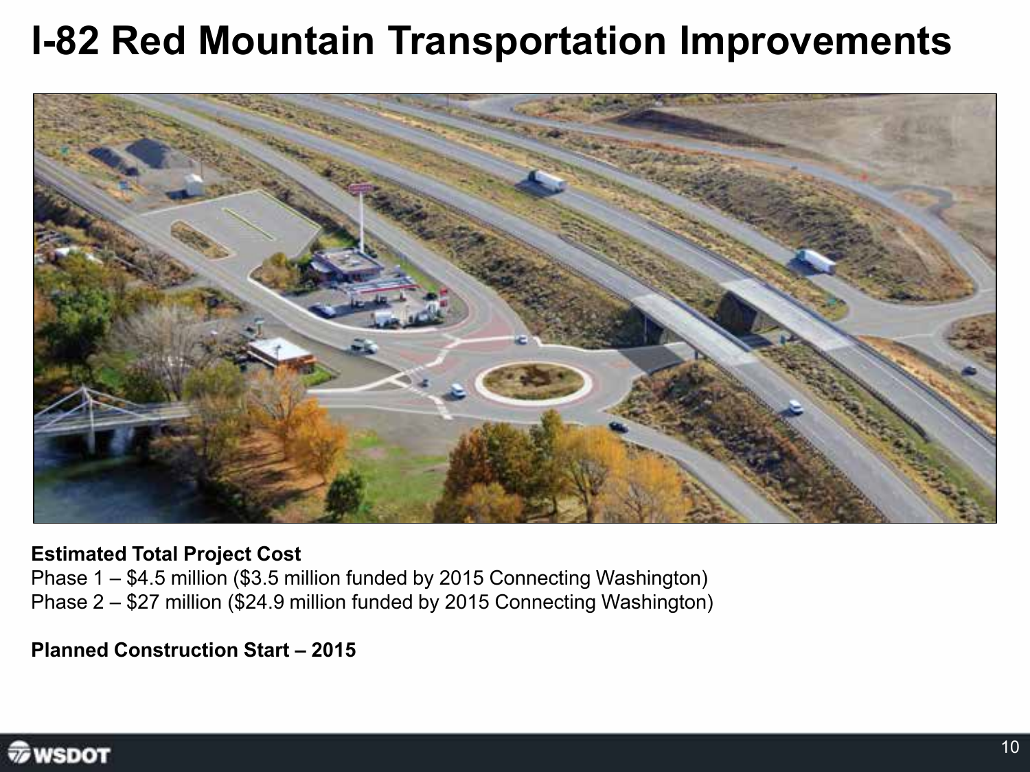# I-82 Red Mountain Transportation Improvements

**Estimated Total Project Cost**
Phase 1 – $4.5 million ($3.5 million funded by 2015 Connecting Washington)
Phase 2 – $27 million ($24.9 million funded by 2015 Connecting Washington)

**Planned Construction Start – 2015**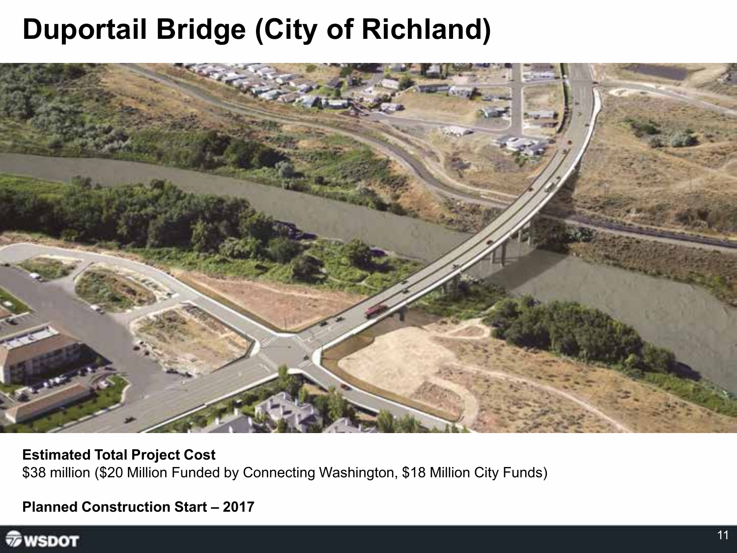# Duportail Bridge (City of Richland)

**Estimated Total Project Cost**
$38 million ($20 Million Funded by Connecting Washington, $18 Million City Funds)

**Planned Construction Start – 2017**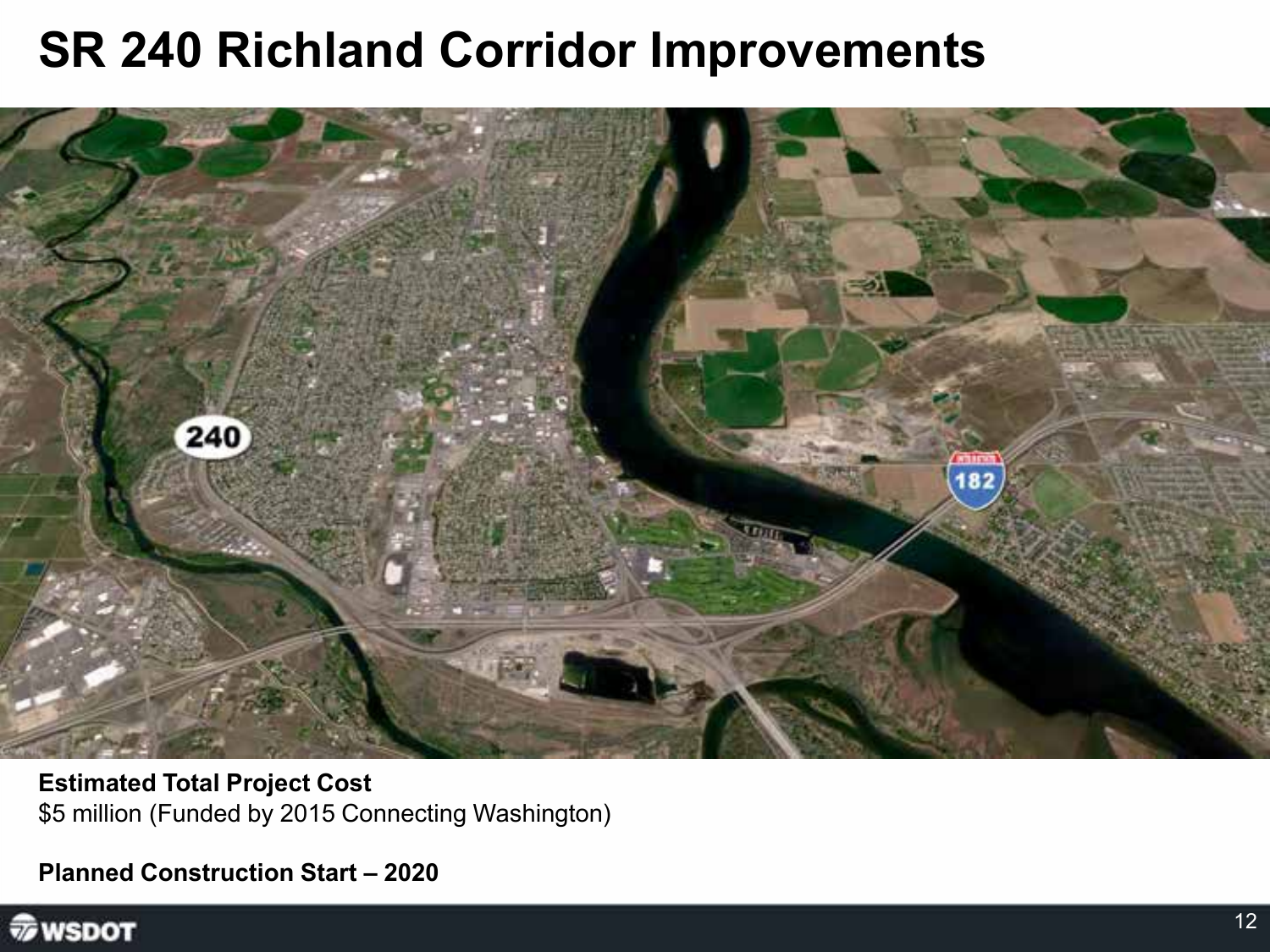# SR 240 Richland Corridor Improvements

**Estimated Total Project Cost**
$5 million (Funded by 2015 Connecting Washington)

**Planned Construction Start – 2020**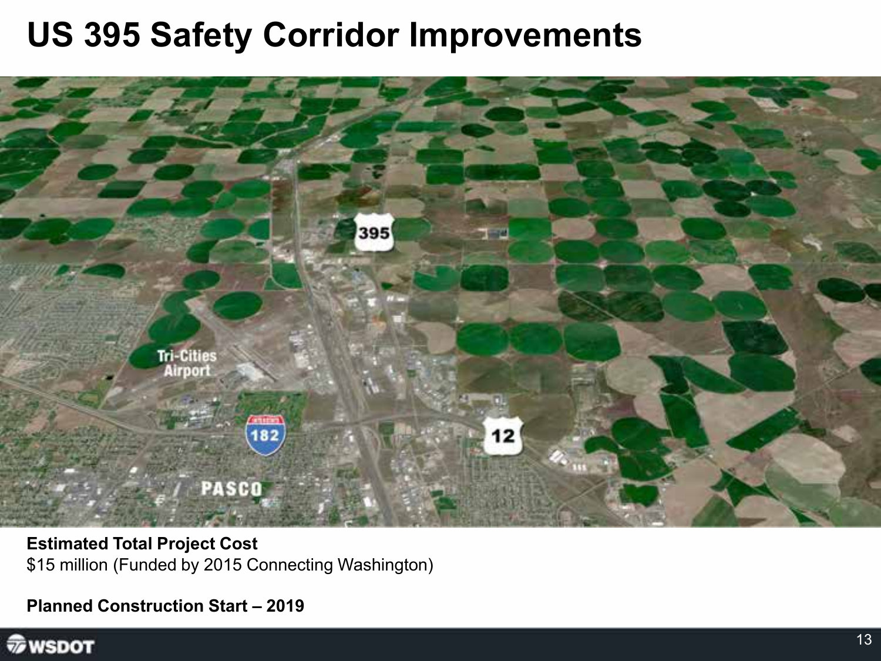# US 395 Safety Corridor Improvements

**Estimated Total Project Cost**
$15 million (Funded by 2015 Connecting Washington)

**Planned Construction Start – 2019**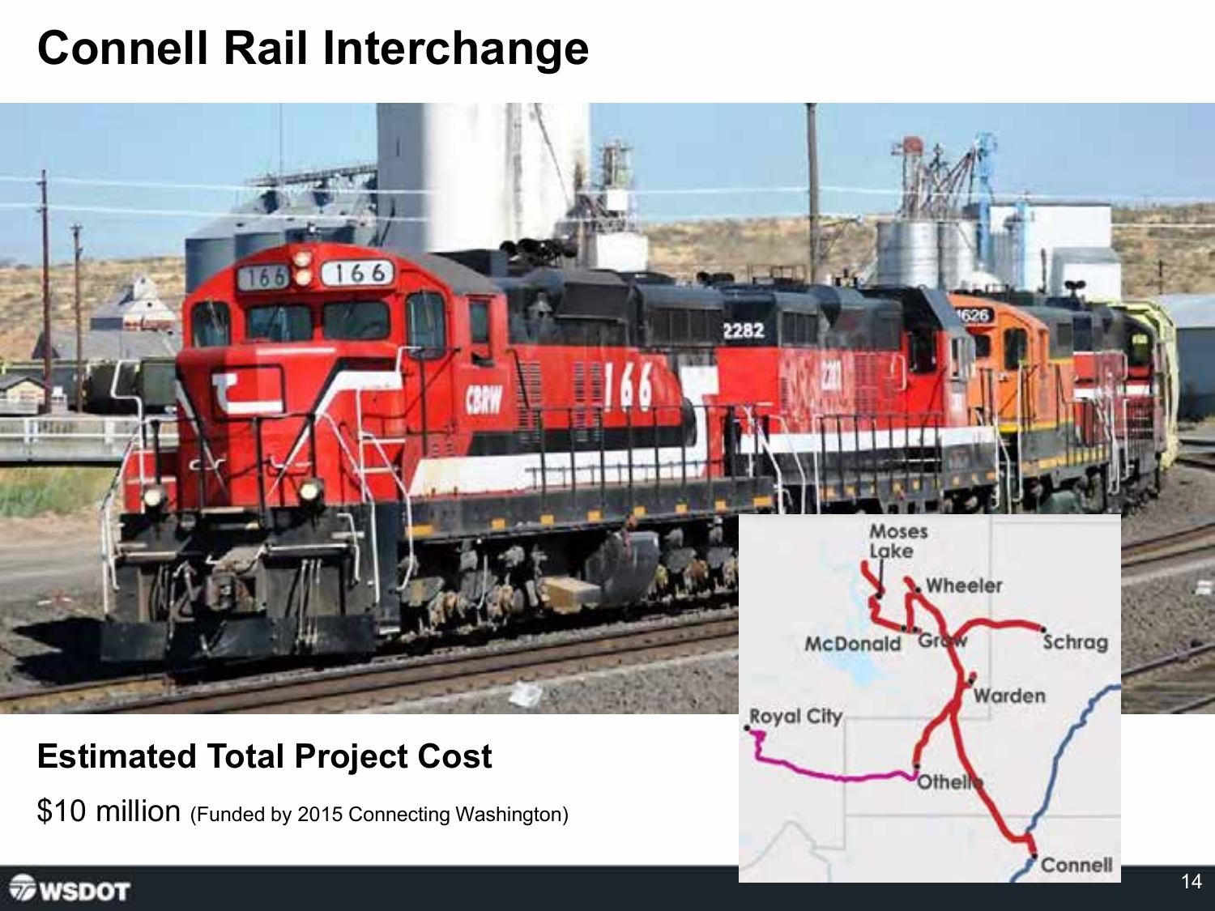# Connell Rail Interchange

## Estimated Total Project Cost

$10 million (Funded by 2015 Connecting Washington)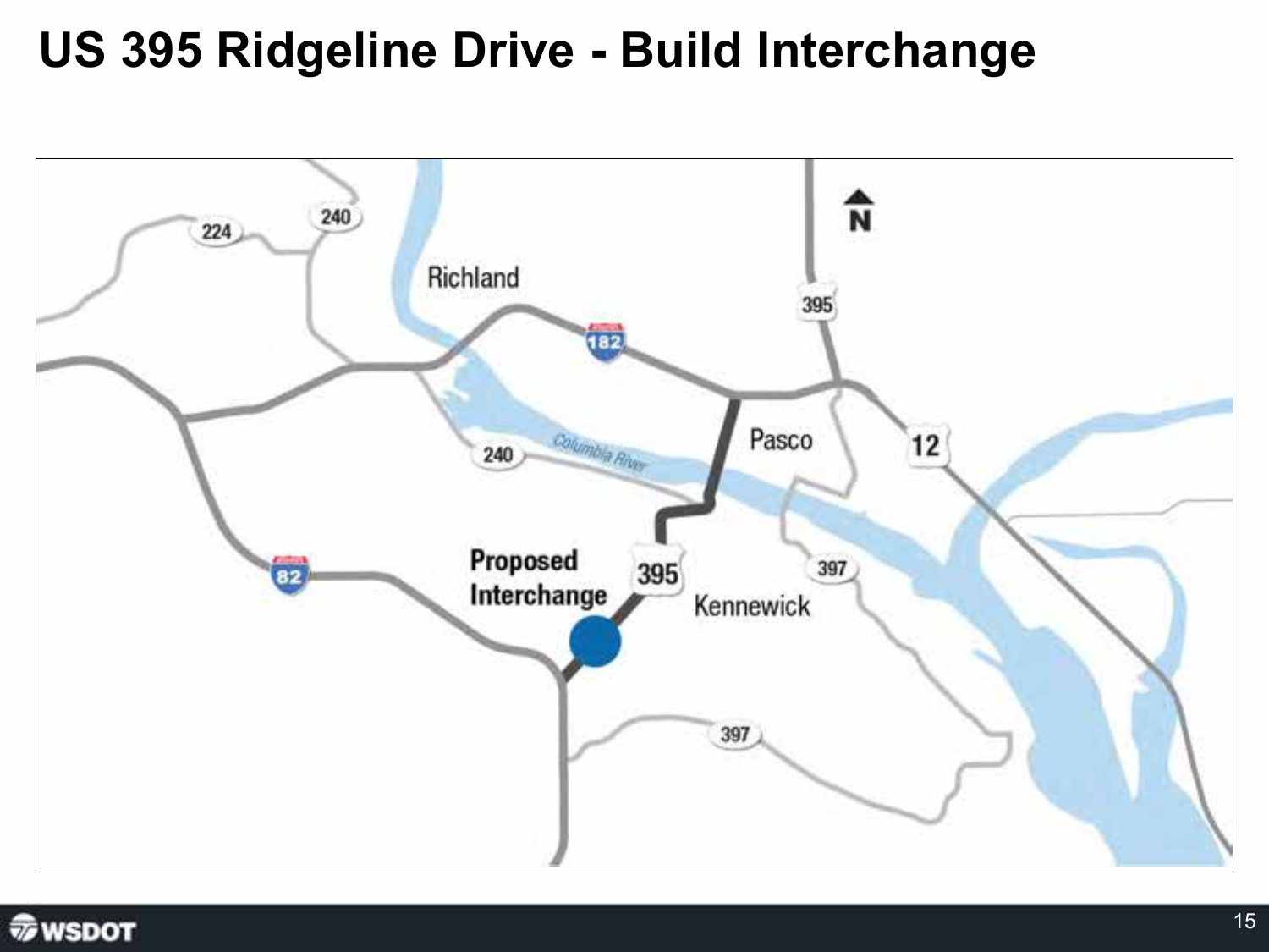# US 395 Ridgeline Drive - Build Interchange

224

240

Richland

182

395

Pasco

12

240

Columbia River

82

Proposed Interchange

395

397

Kennewick

397

N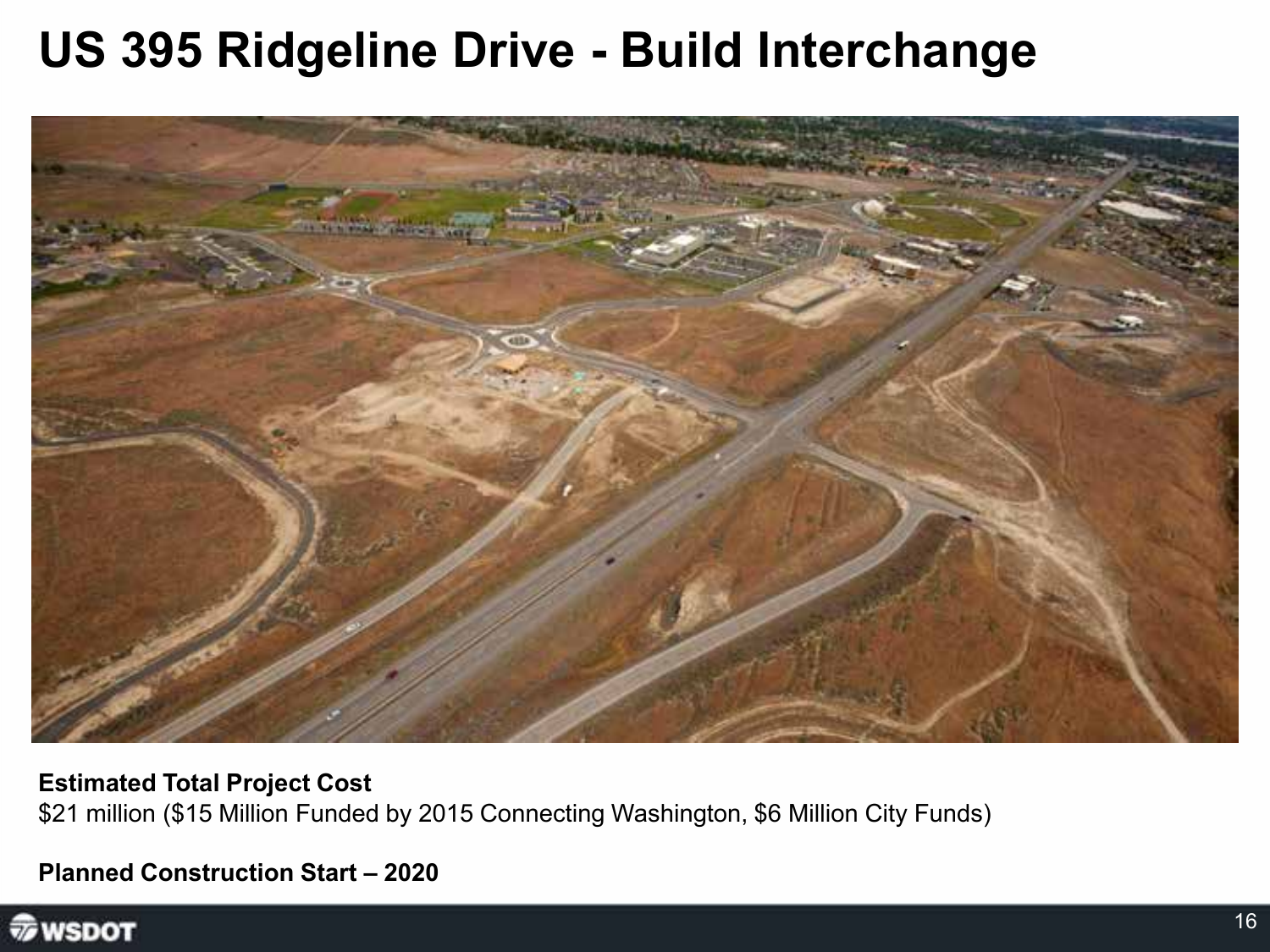# US 395 Ridgeline Drive - Build Interchange

**Estimated Total Project Cost**
$21 million ($15 Million Funded by 2015 Connecting Washington, $6 Million City Funds)

**Planned Construction Start – 2020**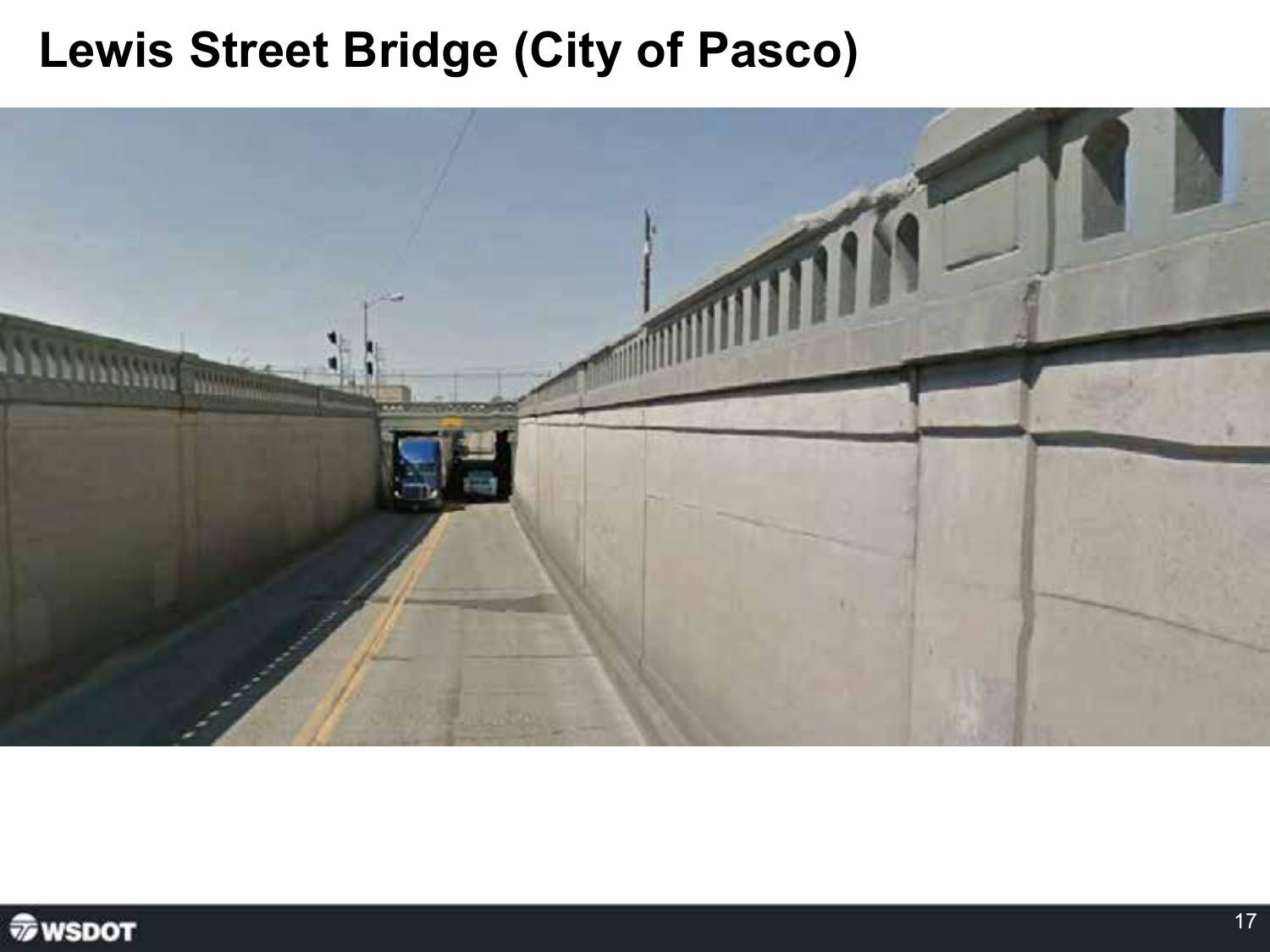# Lewis Street Bridge (City of Pasco)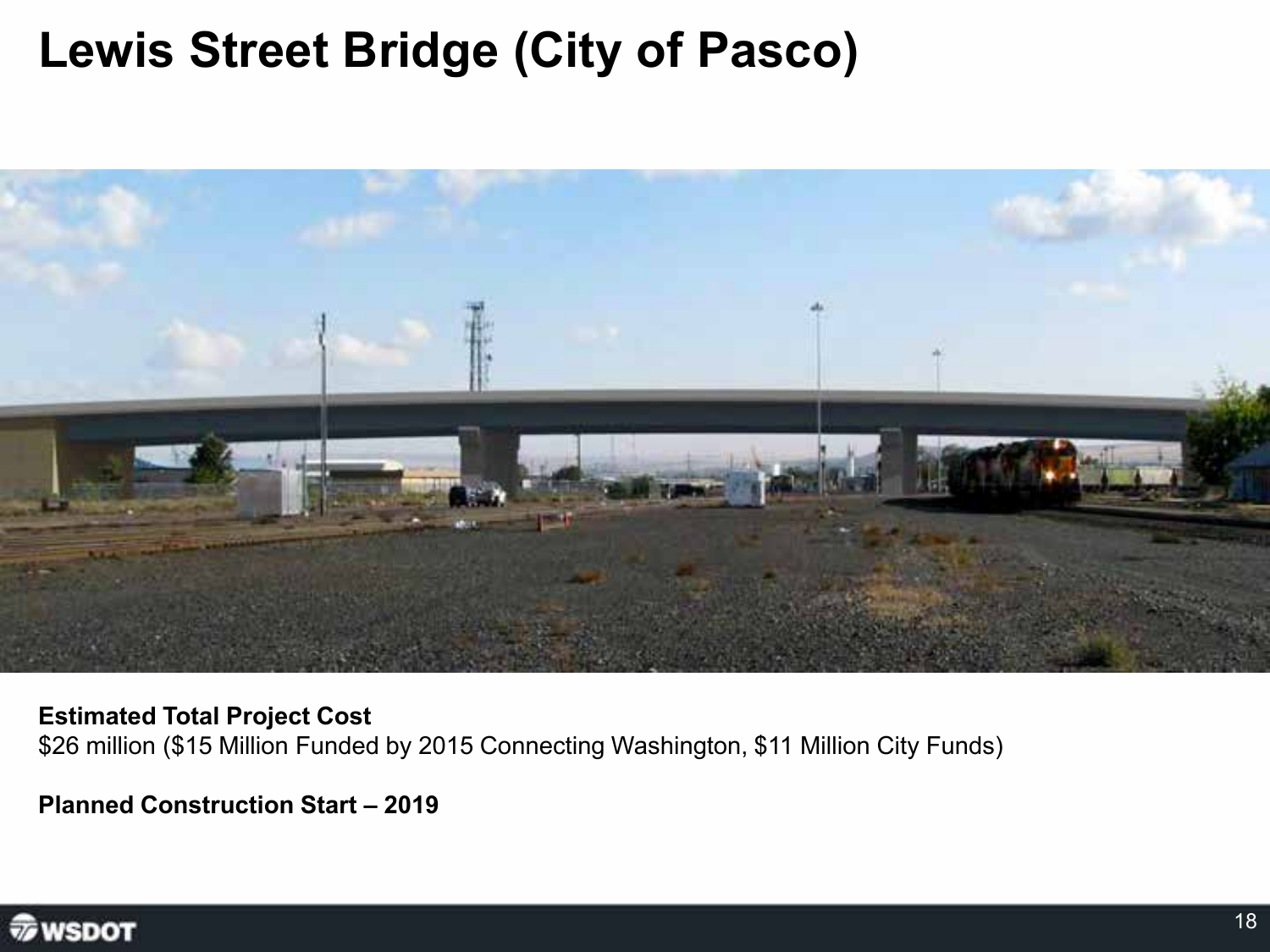# Lewis Street Bridge (City of Pasco)

**Estimated Total Project Cost**
$26 million ($15 Million Funded by 2015 Connecting Washington, $11 Million City Funds)

**Planned Construction Start – 2019**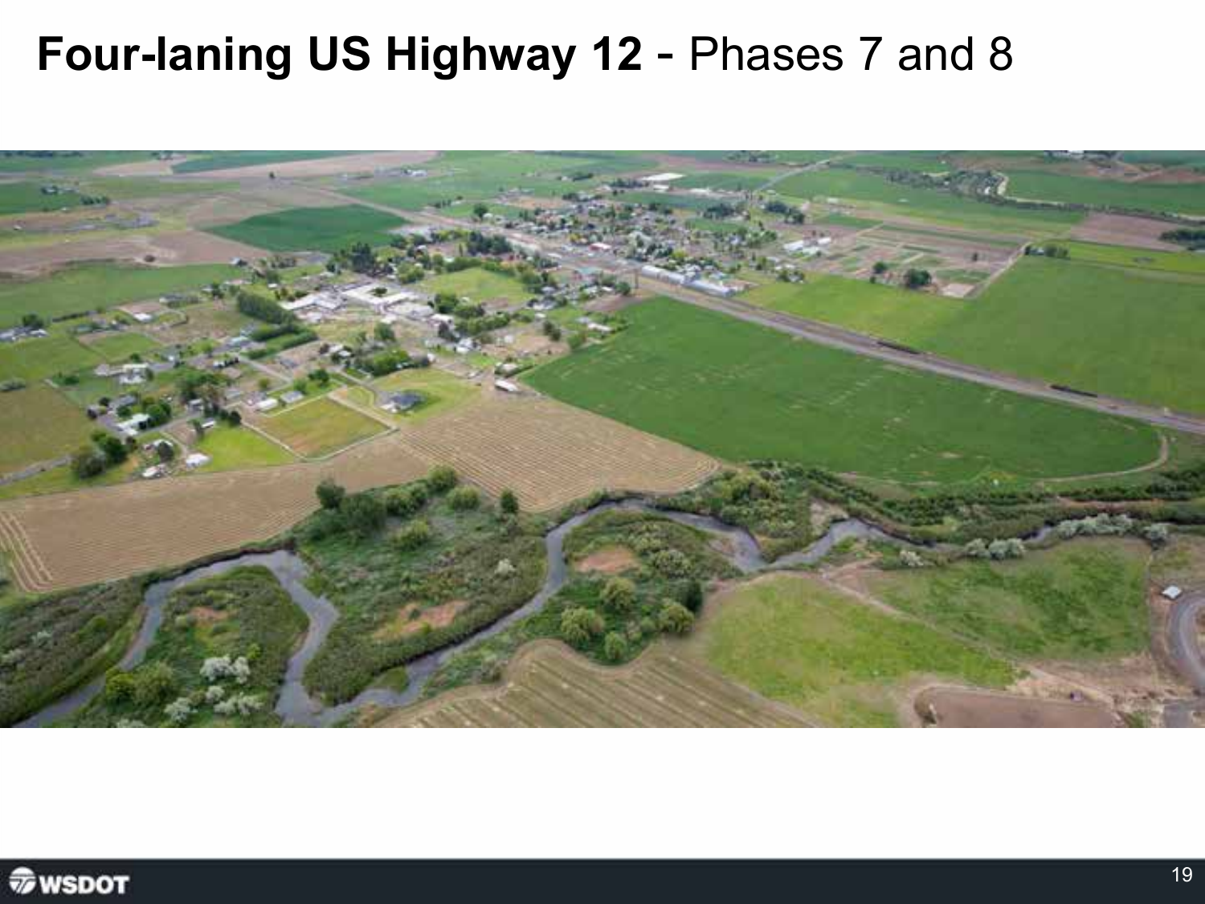# **Four-laning US Highway 12** - Phases 7 and 8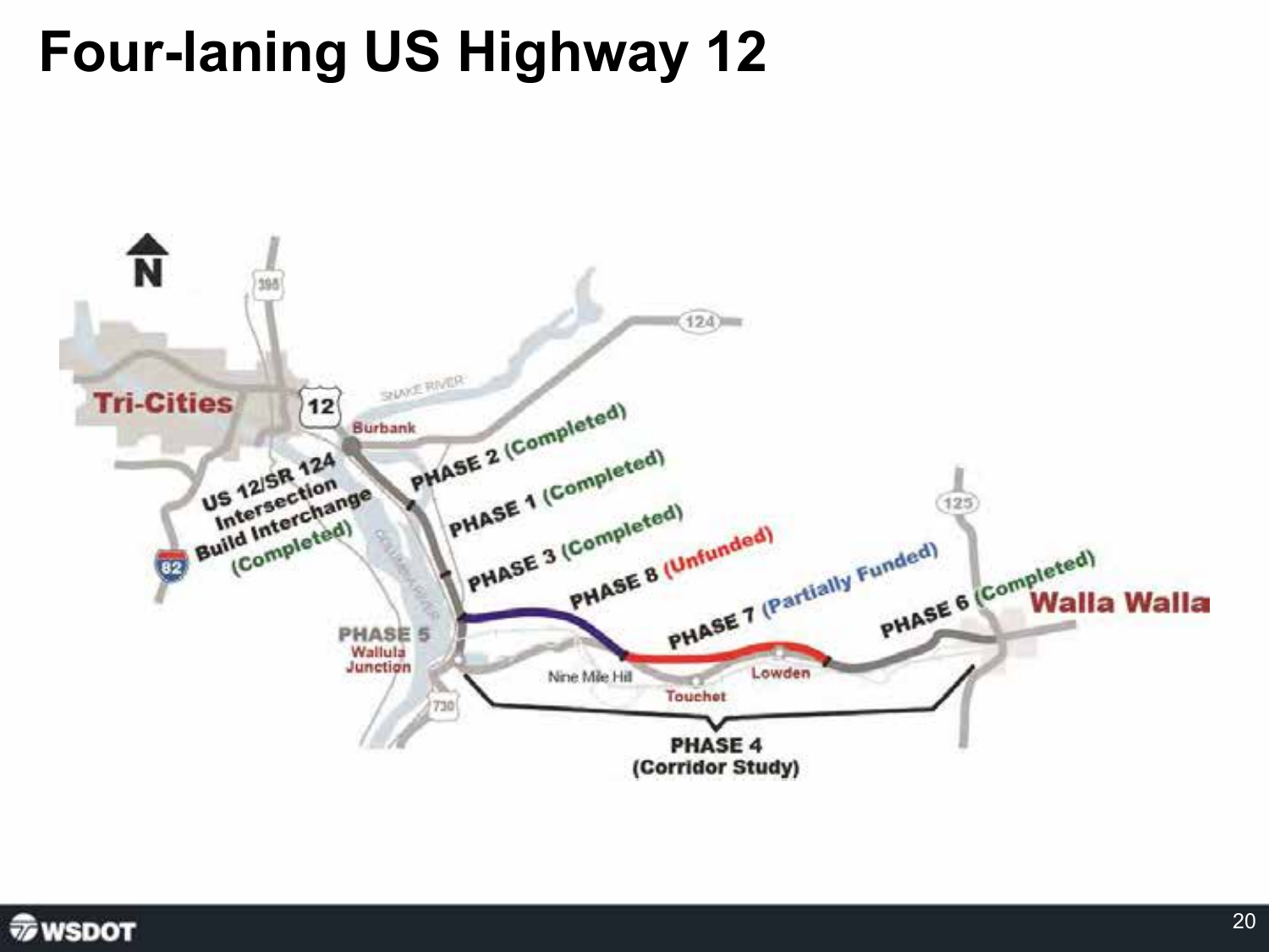# Four-laning US Highway 12

N

Tri-Cities

12

Burbank

SNAKE RIVER

124

395

82

US 12/SR 124 Intersection Build Interchange (Completed)

PHASE 2 (Completed)

PHASE 1 (Completed)

PHASE 3 (Completed)

PHASE 8 (Unfunded)

PHASE 7 (Partially Funded)

PHASE 6 (Completed)

PHASE 5 Wallula Junction

730

Nine Mile Hill

Touchet

Lowden

125

Walla Walla

PHASE 4 (Corridor Study)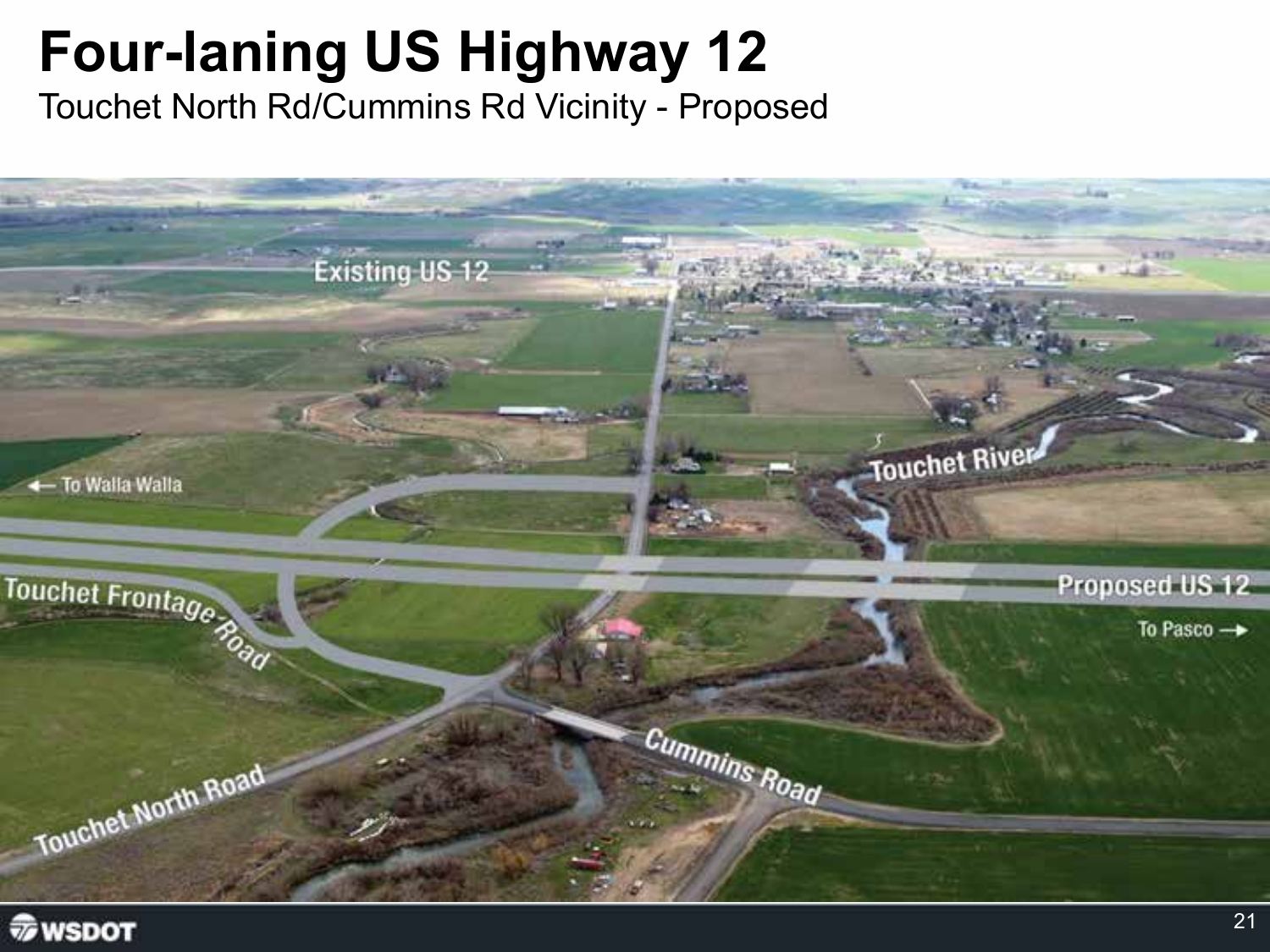# Four-laning US Highway 12

Touchet North Rd/Cummins Rd Vicinity - Proposed

Existing US 12

← To Walla Walla

Touchet River

Touchet Frontage Road

Proposed US 12

To Pasco →

Cummins Road

Touchet North Road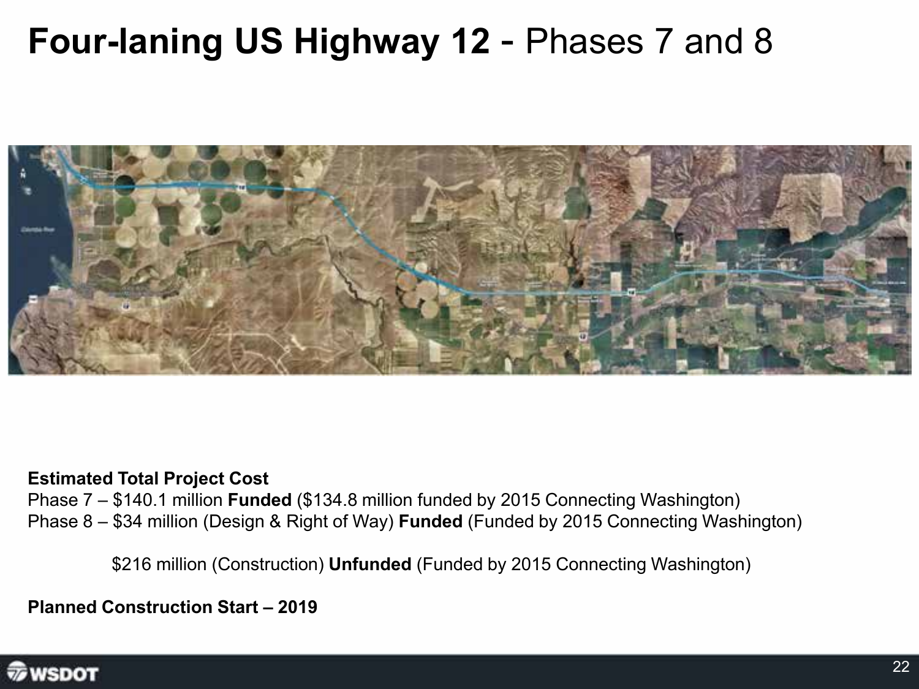# **Four-laning US Highway 12** - Phases 7 and 8

**Estimated Total Project Cost**
Phase 7 – $140.1 million **Funded** ($134.8 million funded by 2015 Connecting Washington)
Phase 8 – $34 million (Design & Right of Way) **Funded** (Funded by 2015 Connecting Washington)

$216 million (Construction) **Unfunded** (Funded by 2015 Connecting Washington)

**Planned Construction Start – 2019**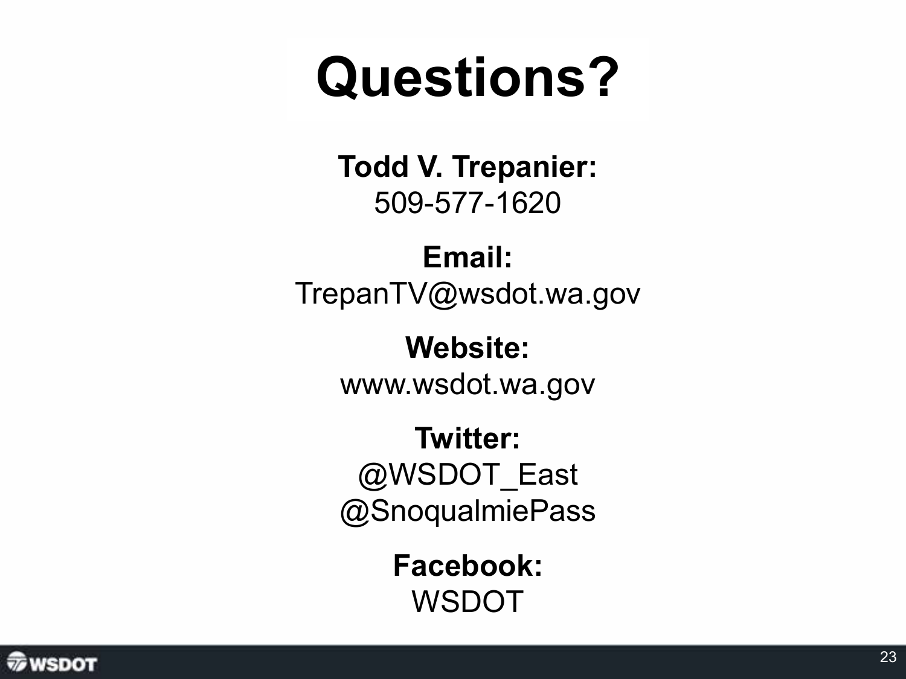# Questions?

**Todd V. Trepanier:**
509-577-1620

**Email:**
TrepanTV@wsdot.wa.gov

**Website:**
www.wsdot.wa.gov

**Twitter:**
@WSDOT_East
@SnoqualmiePass

**Facebook:**
WSDOT